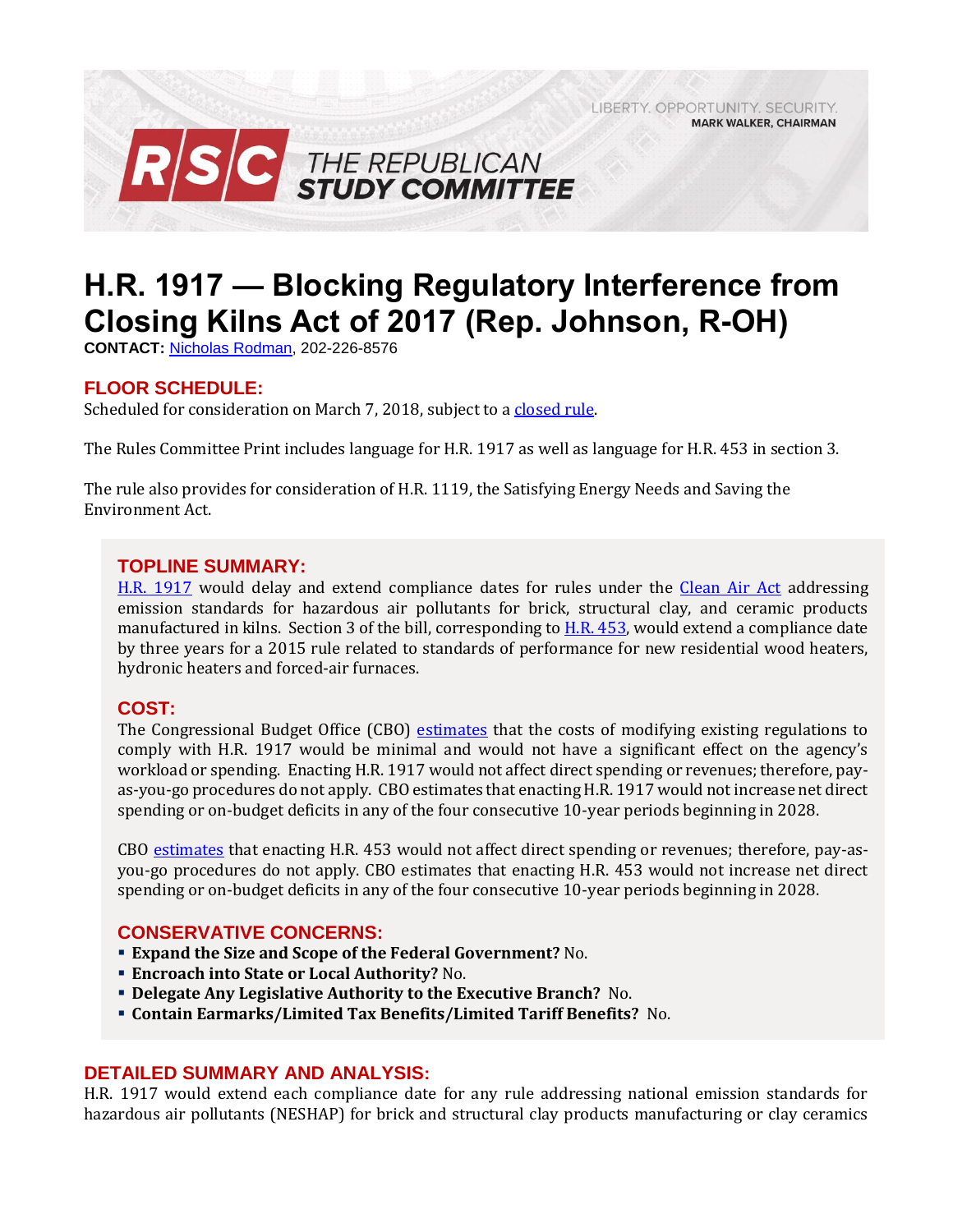LIBERTY. OPPORTUNITY. SECURITY.
**MARK WALKER, CHAIRMAN**

**RSC THE REPUBLICAN STUDY COMMITTEE**

# H.R. 1917 — Blocking Regulatory Interference from Closing Kilns Act of 2017 (Rep. Johnson, R-OH)

**CONTACT:** Nicholas Rodman, 202-226-8576

## FLOOR SCHEDULE:

Scheduled for consideration on March 7, 2018, subject to a closed rule.

The Rules Committee Print includes language for H.R. 1917 as well as language for H.R. 453 in section 3.

The rule also provides for consideration of H.R. 1119, the Satisfying Energy Needs and Saving the Environment Act.

## TOPLINE SUMMARY:

H.R. 1917 would delay and extend compliance dates for rules under the Clean Air Act addressing emission standards for hazardous air pollutants for brick, structural clay, and ceramic products manufactured in kilns. Section 3 of the bill, corresponding to H.R. 453, would extend a compliance date by three years for a 2015 rule related to standards of performance for new residential wood heaters, hydronic heaters and forced-air furnaces.

## COST:

The Congressional Budget Office (CBO) estimates that the costs of modifying existing regulations to comply with H.R. 1917 would be minimal and would not have a significant effect on the agency's workload or spending. Enacting H.R. 1917 would not affect direct spending or revenues; therefore, pay-as-you-go procedures do not apply. CBO estimates that enacting H.R. 1917 would not increase net direct spending or on-budget deficits in any of the four consecutive 10-year periods beginning in 2028.

CBO estimates that enacting H.R. 453 would not affect direct spending or revenues; therefore, pay-as-you-go procedures do not apply. CBO estimates that enacting H.R. 453 would not increase net direct spending or on-budget deficits in any of the four consecutive 10-year periods beginning in 2028.

## CONSERVATIVE CONCERNS:

- **Expand the Size and Scope of the Federal Government?** No.
- **Encroach into State or Local Authority?** No.
- **Delegate Any Legislative Authority to the Executive Branch?** No.
- **Contain Earmarks/Limited Tax Benefits/Limited Tariff Benefits?** No.

## DETAILED SUMMARY AND ANALYSIS:

H.R. 1917 would extend each compliance date for any rule addressing national emission standards for hazardous air pollutants (NESHAP) for brick and structural clay products manufacturing or clay ceramics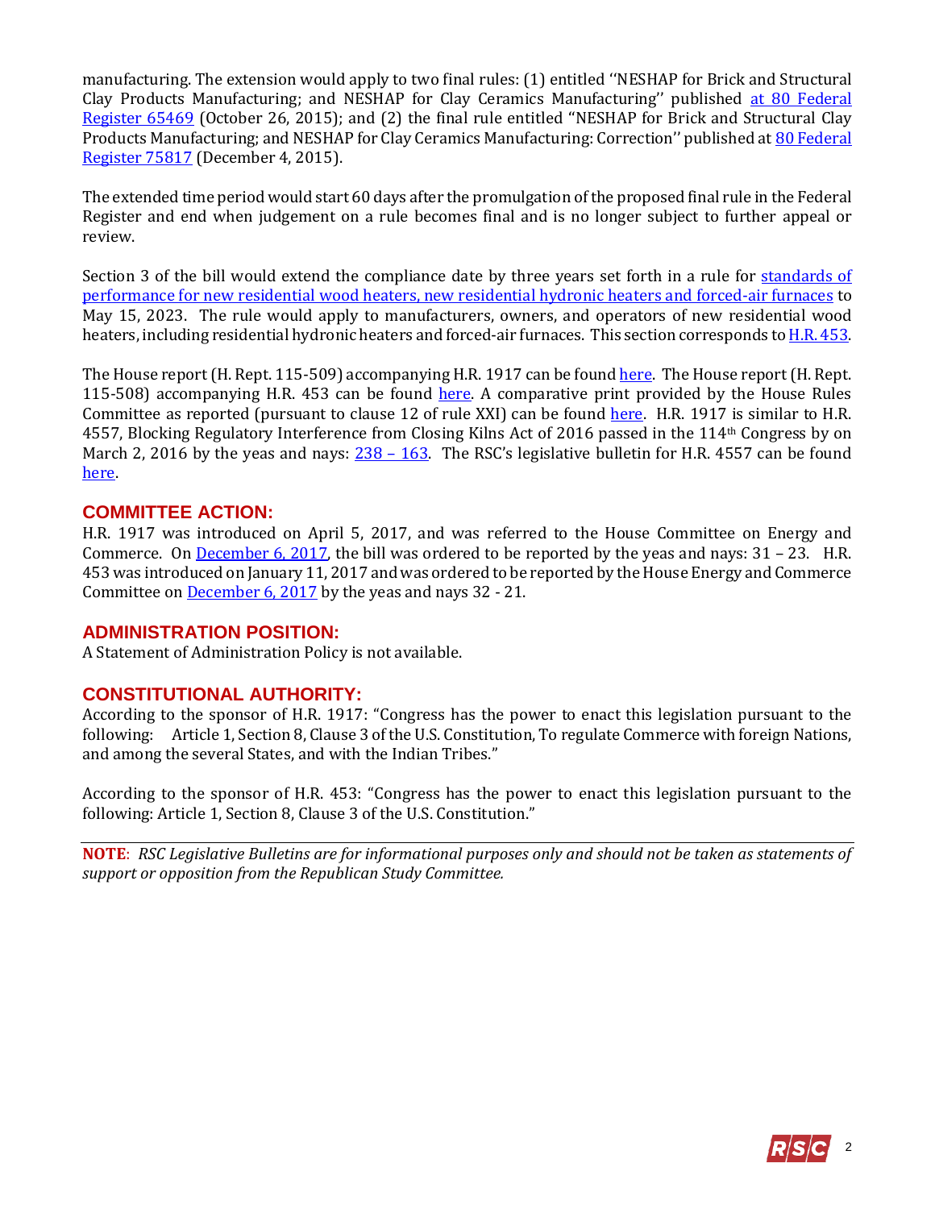manufacturing. The extension would apply to two final rules: (1) entitled ''NESHAP for Brick and Structural Clay Products Manufacturing; and NESHAP for Clay Ceramics Manufacturing'' published at 80 Federal Register 65469 (October 26, 2015); and (2) the final rule entitled ''NESHAP for Brick and Structural Clay Products Manufacturing; and NESHAP for Clay Ceramics Manufacturing: Correction'' published at 80 Federal Register 75817 (December 4, 2015).

The extended time period would start 60 days after the promulgation of the proposed final rule in the Federal Register and end when judgement on a rule becomes final and is no longer subject to further appeal or review.

Section 3 of the bill would extend the compliance date by three years set forth in a rule for standards of performance for new residential wood heaters, new residential hydronic heaters and forced-air furnaces to May 15, 2023. The rule would apply to manufacturers, owners, and operators of new residential wood heaters, including residential hydronic heaters and forced-air furnaces. This section corresponds to H.R. 453.

The House report (H. Rept. 115-509) accompanying H.R. 1917 can be found here. The House report (H. Rept. 115-508) accompanying H.R. 453 can be found here. A comparative print provided by the House Rules Committee as reported (pursuant to clause 12 of rule XXI) can be found here. H.R. 1917 is similar to H.R. 4557, Blocking Regulatory Interference from Closing Kilns Act of 2016 passed in the 114th Congress by on March 2, 2016 by the yeas and nays: 238 – 163. The RSC's legislative bulletin for H.R. 4557 can be found here.

## COMMITTEE ACTION:

H.R. 1917 was introduced on April 5, 2017, and was referred to the House Committee on Energy and Commerce. On December 6, 2017, the bill was ordered to be reported by the yeas and nays: 31 – 23. H.R. 453 was introduced on January 11, 2017 and was ordered to be reported by the House Energy and Commerce Committee on December 6, 2017 by the yeas and nays 32 - 21.

## ADMINISTRATION POSITION:

A Statement of Administration Policy is not available.

## CONSTITUTIONAL AUTHORITY:

According to the sponsor of H.R. 1917: "Congress has the power to enact this legislation pursuant to the following: Article 1, Section 8, Clause 3 of the U.S. Constitution, To regulate Commerce with foreign Nations, and among the several States, and with the Indian Tribes."

According to the sponsor of H.R. 453: "Congress has the power to enact this legislation pursuant to the following: Article 1, Section 8, Clause 3 of the U.S. Constitution."

---

**NOTE**: *RSC Legislative Bulletins are for informational purposes only and should not be taken as statements of support or opposition from the Republican Study Committee.*